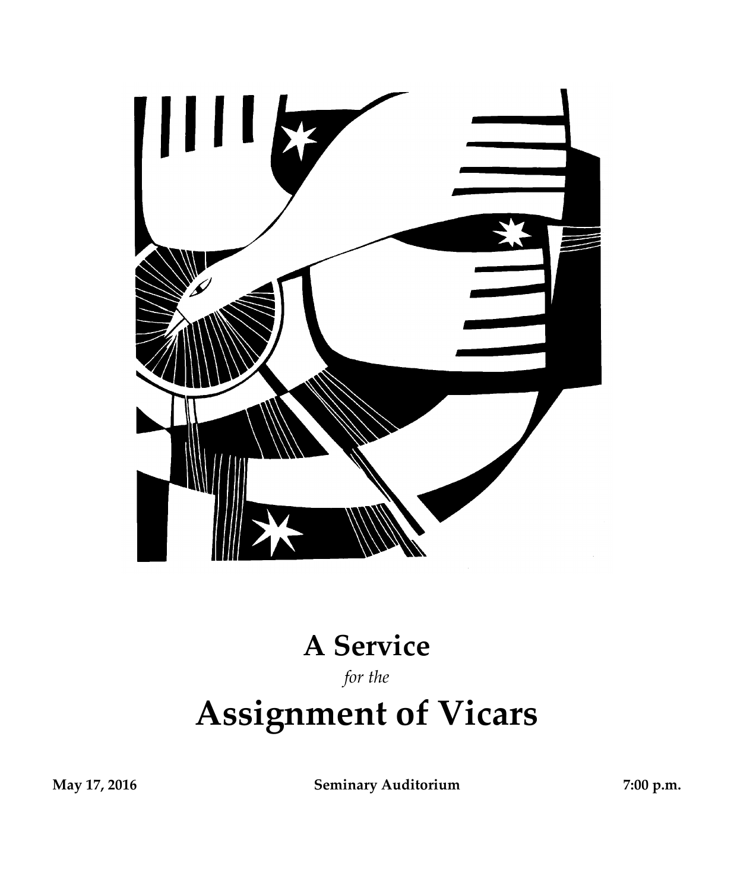# A Service

*for the*

# Assignment of Vicars

**May 17, 2016** **Seminary Auditorium** **7:00 p.m.**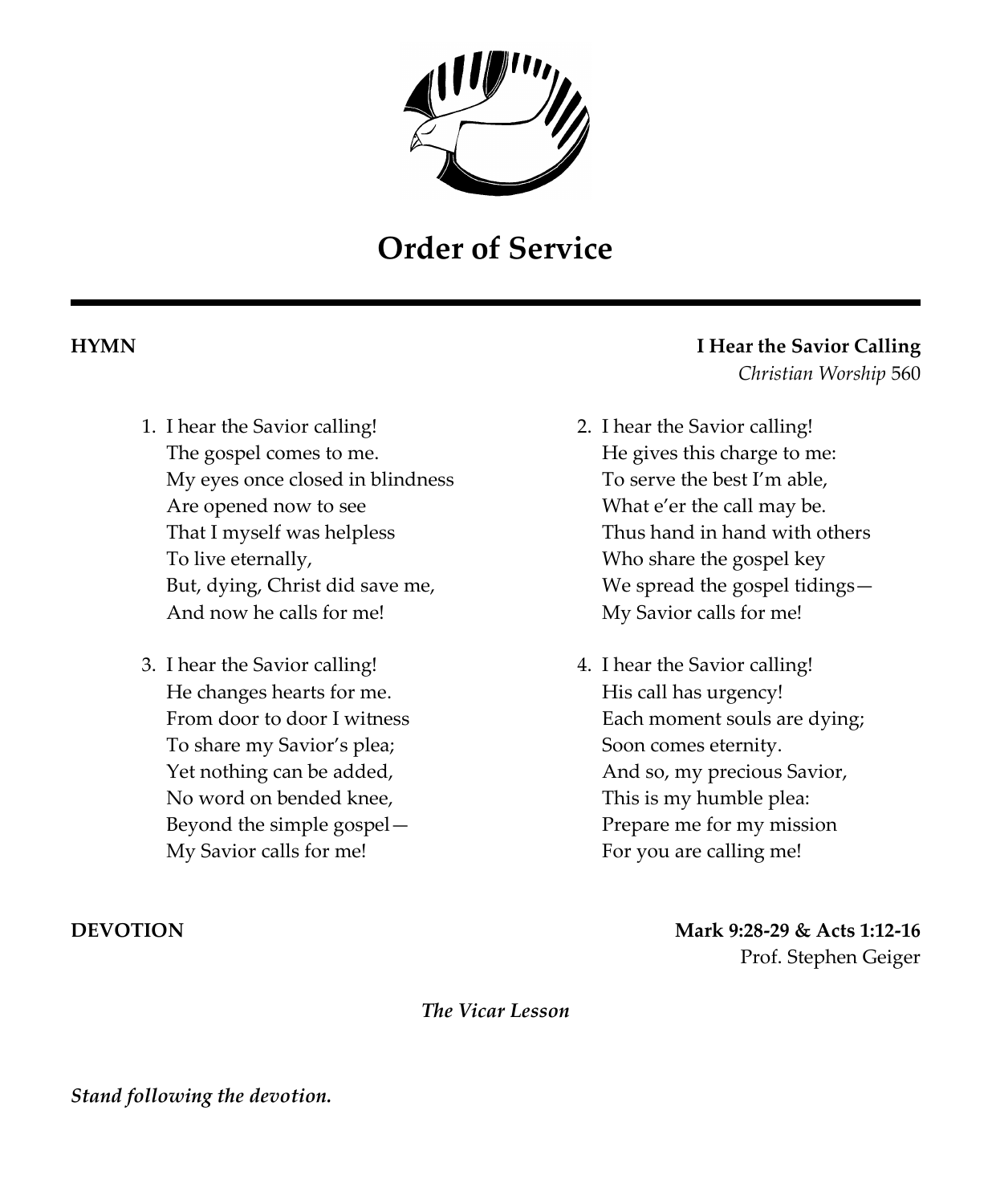# Order of Service

**HYMN** — **I Hear the Savior Calling**
*Christian Worship* 560

1. I hear the Savior calling!
The gospel comes to me.
My eyes once closed in blindness
Are opened now to see
That I myself was helpless
To live eternally,
But, dying, Christ did save me,
And now he calls for me!

2. I hear the Savior calling!
He gives this charge to me:
To serve the best I'm able,
What e'er the call may be.
Thus hand in hand with others
Who share the gospel key
We spread the gospel tidings—
My Savior calls for me!

3. I hear the Savior calling!
He changes hearts for me.
From door to door I witness
To share my Savior's plea;
Yet nothing can be added,
No word on bended knee,
Beyond the simple gospel—
My Savior calls for me!

4. I hear the Savior calling!
His call has urgency!
Each moment souls are dying;
Soon comes eternity.
And so, my precious Savior,
This is my humble plea:
Prepare me for my mission
For you are calling me!

**DEVOTION** — **Mark 9:28-29 & Acts 1:12-16**
Prof. Stephen Geiger

***The Vicar Lesson***

***Stand following the devotion.***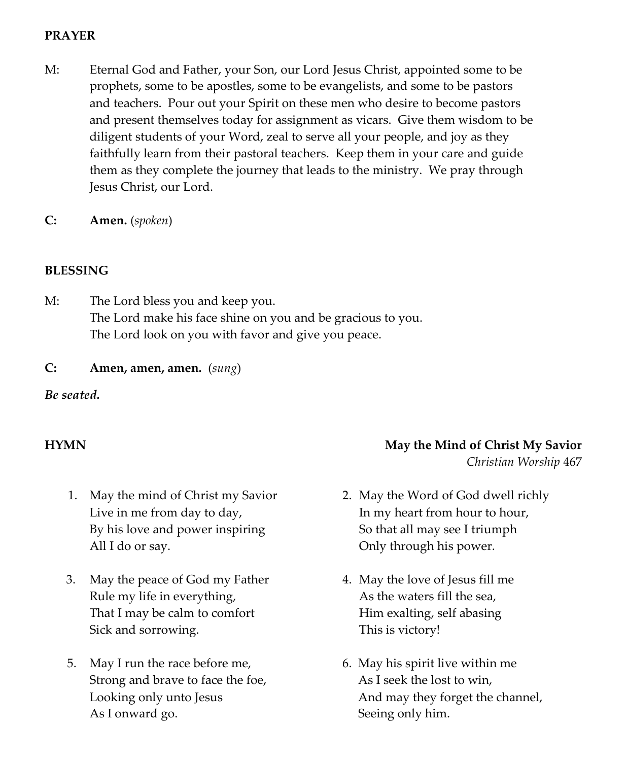**PRAYER**

M: Eternal God and Father, your Son, our Lord Jesus Christ, appointed some to be prophets, some to be apostles, some to be evangelists, and some to be pastors and teachers. Pour out your Spirit on these men who desire to become pastors and present themselves today for assignment as vicars. Give them wisdom to be diligent students of your Word, zeal to serve all your people, and joy as they faithfully learn from their pastoral teachers. Keep them in your care and guide them as they complete the journey that leads to the ministry. We pray through Jesus Christ, our Lord.

**C: Amen.** (*spoken*)

**BLESSING**

M: The Lord bless you and keep you.
The Lord make his face shine on you and be gracious to you.
The Lord look on you with favor and give you peace.

**C: Amen, amen, amen.** (*sung*)

***Be seated.***

**HYMN** **May the Mind of Christ My Savior**
*Christian Worship* 467

1. May the mind of Christ my Savior
Live in me from day to day,
By his love and power inspiring
All I do or say.

2. May the Word of God dwell richly
In my heart from hour to hour,
So that all may see I triumph
Only through his power.

3. May the peace of God my Father
Rule my life in everything,
That I may be calm to comfort
Sick and sorrowing.

4. May the love of Jesus fill me
As the waters fill the sea,
Him exalting, self abasing
This is victory!

5. May I run the race before me,
Strong and brave to face the foe,
Looking only unto Jesus
As I onward go.

6. May his spirit live within me
As I seek the lost to win,
And may they forget the channel,
Seeing only him.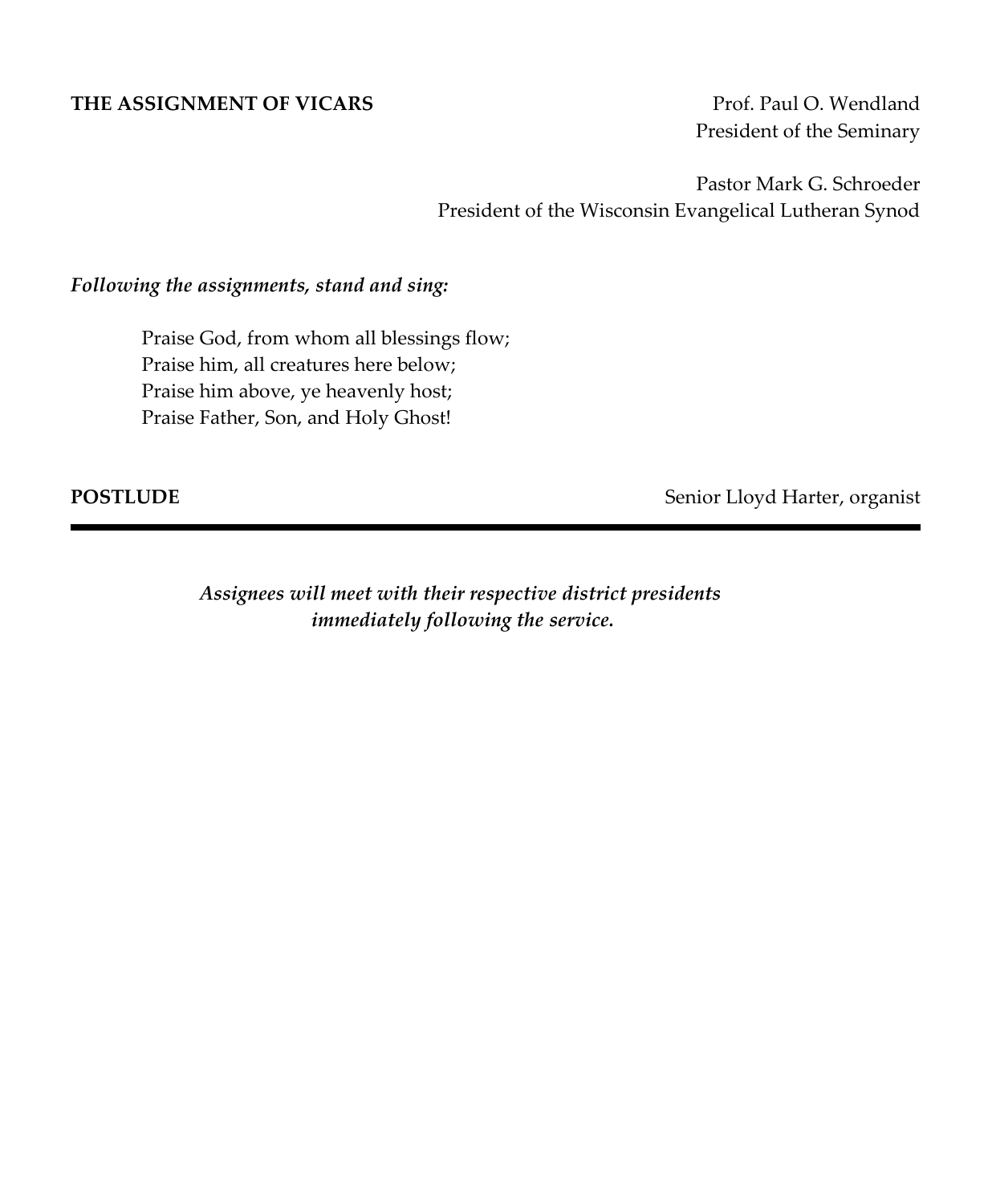**THE ASSIGNMENT OF VICARS** Prof. Paul O. Wendland
President of the Seminary

Pastor Mark G. Schroeder
President of the Wisconsin Evangelical Lutheran Synod

***Following the assignments, stand and sing:***

> Praise God, from whom all blessings flow;
> Praise him, all creatures here below;
> Praise him above, ye heavenly host;
> Praise Father, Son, and Holy Ghost!

**POSTLUDE** Senior Lloyd Harter, organist

---

***Assignees will meet with their respective district presidents immediately following the service.***